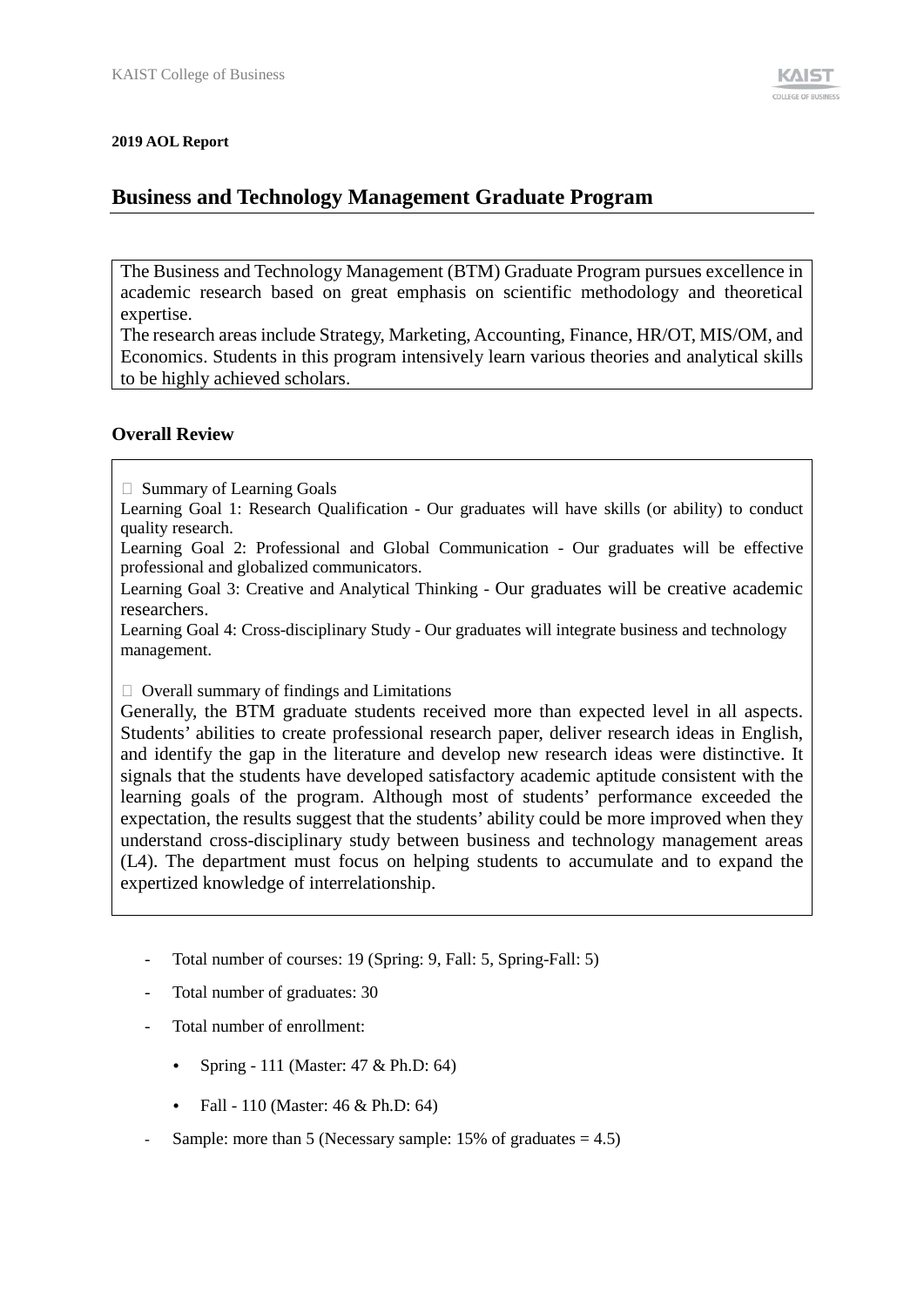**2019 AOL Report**

## Business and Technology Management Graduate Program

The Business and Technology Management (BTM) Graduate Program pursues excellence in academic research based on great emphasis on scientific methodology and theoretical expertise.
The research areas include Strategy, Marketing, Accounting, Finance, HR/OT, MIS/OM, and Economics. Students in this program intensively learn various theories and analytical skills to be highly achieved scholars.

### Overall Review

 Summary of Learning Goals

Learning Goal 1: Research Qualification - Our graduates will have skills (or ability) to conduct quality research.

Learning Goal 2: Professional and Global Communication - Our graduates will be effective professional and globalized communicators.

Learning Goal 3: Creative and Analytical Thinking - Our graduates will be creative academic researchers.

Learning Goal 4: Cross-disciplinary Study - Our graduates will integrate business and technology management.

 Overall summary of findings and Limitations

Generally, the BTM graduate students received more than expected level in all aspects. Students' abilities to create professional research paper, deliver research ideas in English, and identify the gap in the literature and develop new research ideas were distinctive. It signals that the students have developed satisfactory academic aptitude consistent with the learning goals of the program. Although most of students' performance exceeded the expectation, the results suggest that the students' ability could be more improved when they understand cross-disciplinary study between business and technology management areas (L4). The department must focus on helping students to accumulate and to expand the expertized knowledge of interrelationship.

- Total number of courses: 19 (Spring: 9, Fall: 5, Spring-Fall: 5)
- Total number of graduates: 30
- Total number of enrollment:
    - Spring - 111 (Master: 47 & Ph.D: 64)
    - Fall - 110 (Master: 46 & Ph.D: 64)
- Sample: more than 5 (Necessary sample: 15% of graduates = 4.5)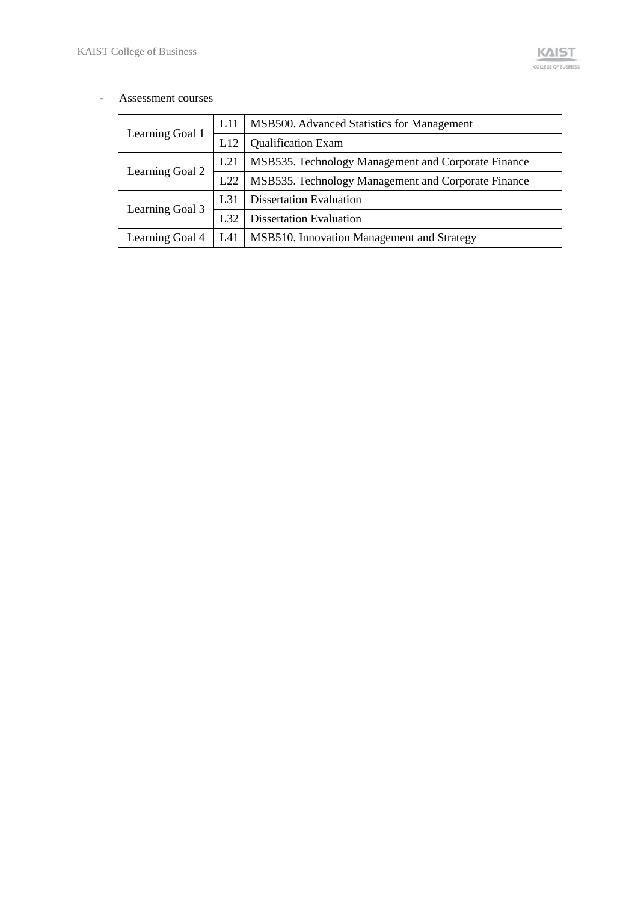- Assessment courses

| | | |
|---|---|---|
| Learning Goal 1 | L11 | MSB500. Advanced Statistics for Management |
| | L12 | Qualification Exam |
| Learning Goal 2 | L21 | MSB535. Technology Management and Corporate Finance |
| | L22 | MSB535. Technology Management and Corporate Finance |
| Learning Goal 3 | L31 | Dissertation Evaluation |
| | L32 | Dissertation Evaluation |
| Learning Goal 4 | L41 | MSB510. Innovation Management and Strategy |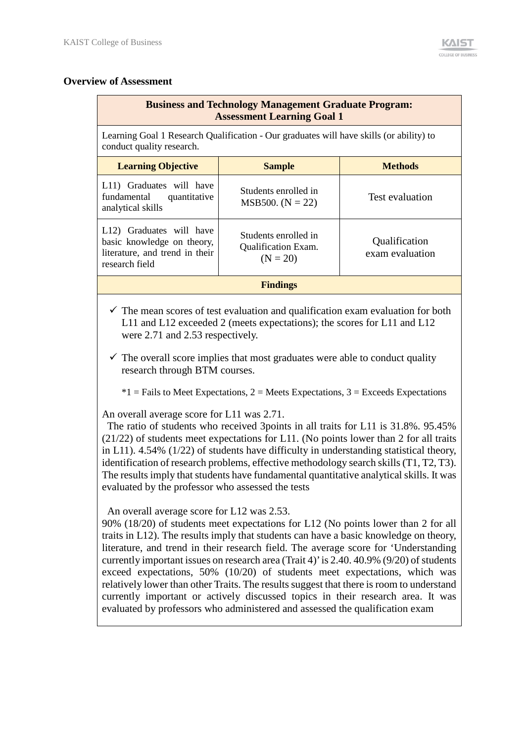## Overview of Assessment

| Business and Technology Management Graduate Program: Assessment Learning Goal 1 | | |
|---|---|---|
| Learning Goal 1 Research Qualification - Our graduates will have skills (or ability) to conduct quality research. | | |
| **Learning Objective** | **Sample** | **Methods** |
| L11) Graduates will have fundamental quantitative analytical skills | Students enrolled in MSB500. (N = 22) | Test evaluation |
| L12) Graduates will have basic knowledge on theory, literature, and trend in their research field | Students enrolled in Qualification Exam. (N = 20) | Qualification exam evaluation |

**Findings**

- ✓ The mean scores of test evaluation and qualification exam evaluation for both L11 and L12 exceeded 2 (meets expectations); the scores for L11 and L12 were 2.71 and 2.53 respectively.
- ✓ The overall score implies that most graduates were able to conduct quality research through BTM courses.

*1 = Fails to Meet Expectations, 2 = Meets Expectations, 3 = Exceeds Expectations

An overall average score for L11 was 2.71.
The ratio of students who received 3points in all traits for L11 is 31.8%. 95.45% (21/22) of students meet expectations for L11. (No points lower than 2 for all traits in L11). 4.54% (1/22) of students have difficulty in understanding statistical theory, identification of research problems, effective methodology search skills (T1, T2, T3). The results imply that students have fundamental quantitative analytical skills. It was evaluated by the professor who assessed the tests

An overall average score for L12 was 2.53.
90% (18/20) of students meet expectations for L12 (No points lower than 2 for all traits in L12). The results imply that students can have a basic knowledge on theory, literature, and trend in their research field. The average score for 'Understanding currently important issues on research area (Trait 4)' is 2.40. 40.9% (9/20) of students exceed expectations, 50% (10/20) of students meet expectations, which was relatively lower than other Traits. The results suggest that there is room to understand currently important or actively discussed topics in their research area. It was evaluated by professors who administered and assessed the qualification exam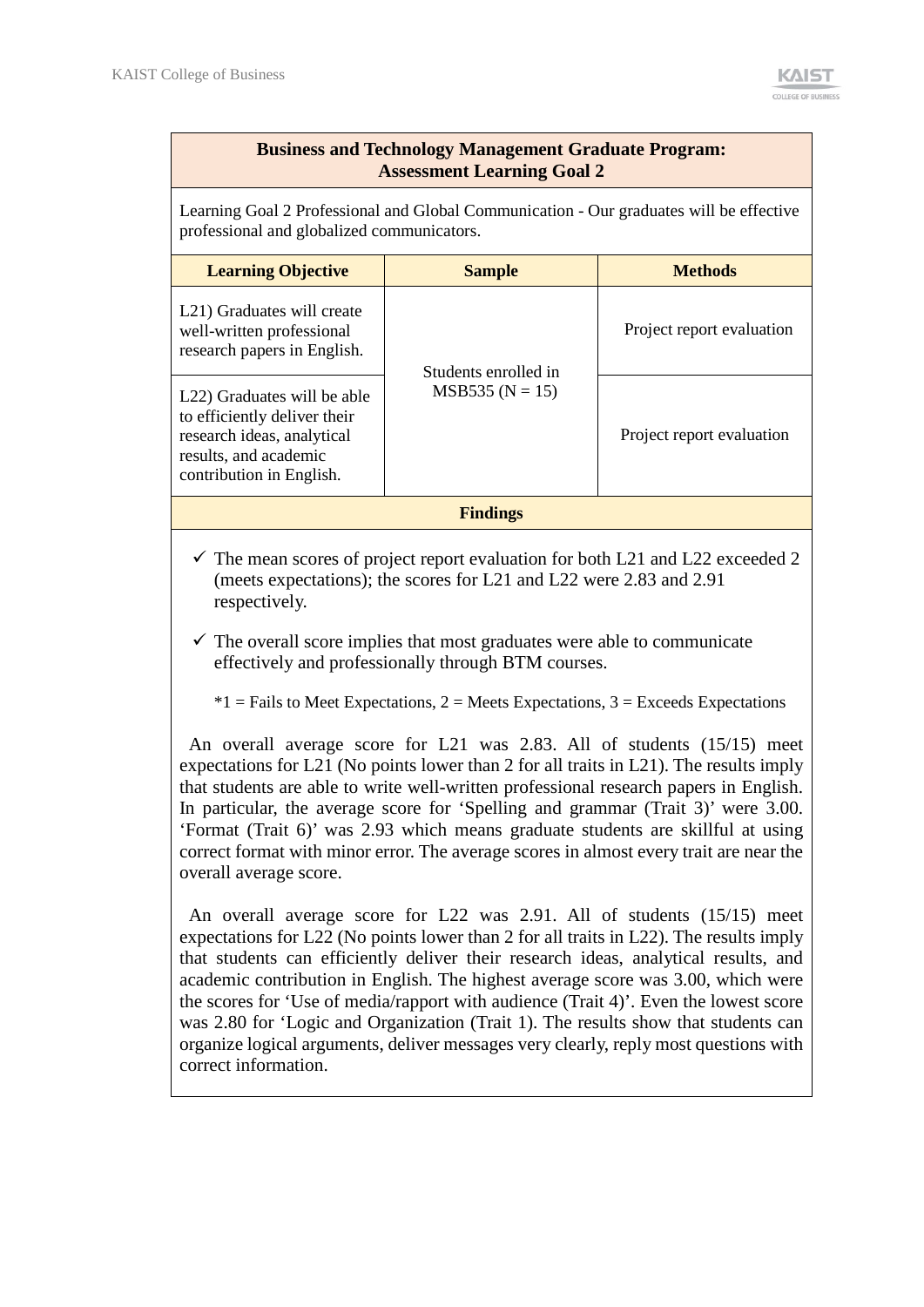| **Business and Technology Management Graduate Program: Assessment Learning Goal 2** | | |
|---|---|---|
| Learning Goal 2 Professional and Global Communication - Our graduates will be effective professional and globalized communicators. | | |
| **Learning Objective** | **Sample** | **Methods** |
| L21) Graduates will create well-written professional research papers in English. | Students enrolled in MSB535 (N = 15) | Project report evaluation |
| L22) Graduates will be able to efficiently deliver their research ideas, analytical results, and academic contribution in English. | | Project report evaluation |

**Findings**

- ✓ The mean scores of project report evaluation for both L21 and L22 exceeded 2 (meets expectations); the scores for L21 and L22 were 2.83 and 2.91 respectively.
- ✓ The overall score implies that most graduates were able to communicate effectively and professionally through BTM courses.

  *1 = Fails to Meet Expectations, 2 = Meets Expectations, 3 = Exceeds Expectations

An overall average score for L21 was 2.83. All of students (15/15) meet expectations for L21 (No points lower than 2 for all traits in L21). The results imply that students are able to write well-written professional research papers in English. In particular, the average score for 'Spelling and grammar (Trait 3)' were 3.00. 'Format (Trait 6)' was 2.93 which means graduate students are skillful at using correct format with minor error. The average scores in almost every trait are near the overall average score.

An overall average score for L22 was 2.91. All of students (15/15) meet expectations for L22 (No points lower than 2 for all traits in L22). The results imply that students can efficiently deliver their research ideas, analytical results, and academic contribution in English. The highest average score was 3.00, which were the scores for 'Use of media/rapport with audience (Trait 4)'. Even the lowest score was 2.80 for 'Logic and Organization (Trait 1). The results show that students can organize logical arguments, deliver messages very clearly, reply most questions with correct information.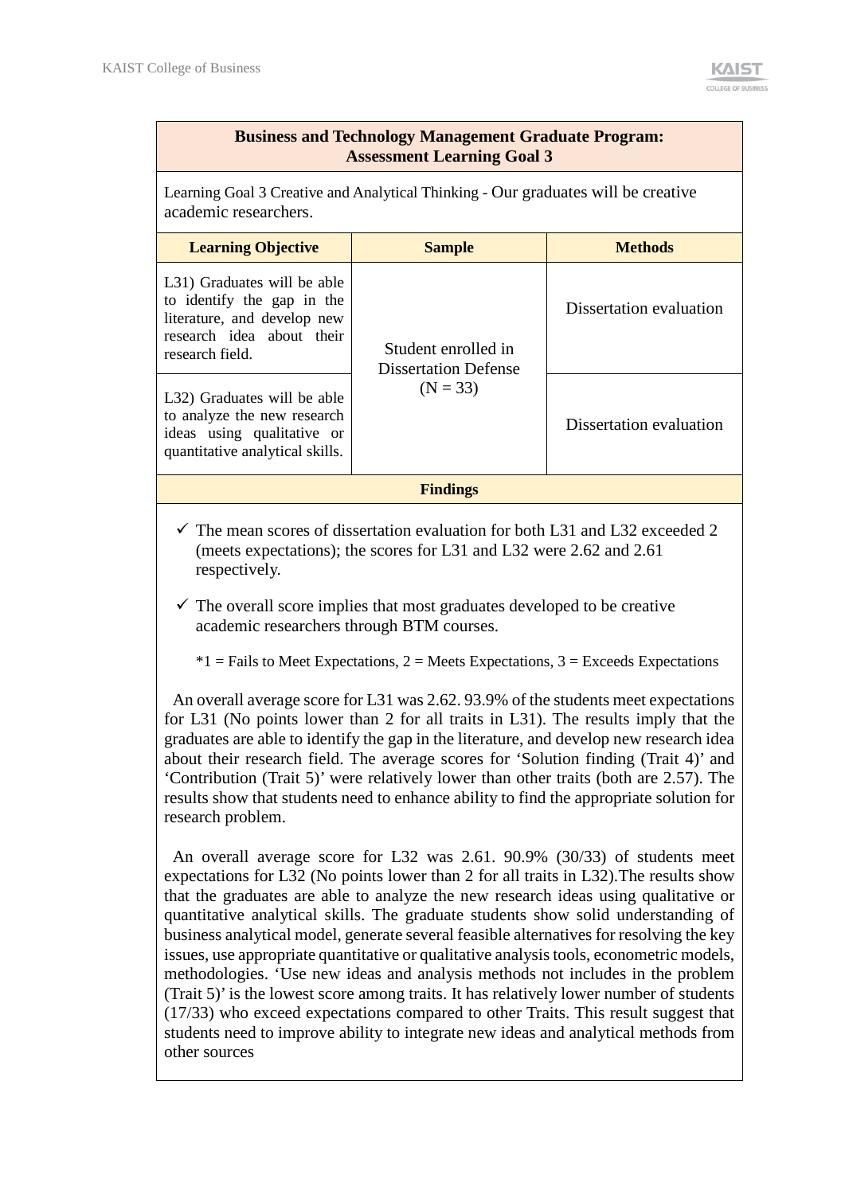| Business and Technology Management Graduate Program: Assessment Learning Goal 3 | | |
|---|---|---|
| Learning Goal 3 Creative and Analytical Thinking - Our graduates will be creative academic researchers. | | |
| **Learning Objective** | **Sample** | **Methods** |
| L31) Graduates will be able to identify the gap in the literature, and develop new research idea about their research field. | Student enrolled in Dissertation Defense (N = 33) | Dissertation evaluation |
| L32) Graduates will be able to analyze the new research ideas using qualitative or quantitative analytical skills. | | Dissertation evaluation |

**Findings**

- ✓ The mean scores of dissertation evaluation for both L31 and L32 exceeded 2 (meets expectations); the scores for L31 and L32 were 2.62 and 2.61 respectively.
- ✓ The overall score implies that most graduates developed to be creative academic researchers through BTM courses.

*1 = Fails to Meet Expectations, 2 = Meets Expectations, 3 = Exceeds Expectations

An overall average score for L31 was 2.62. 93.9% of the students meet expectations for L31 (No points lower than 2 for all traits in L31). The results imply that the graduates are able to identify the gap in the literature, and develop new research idea about their research field. The average scores for 'Solution finding (Trait 4)' and 'Contribution (Trait 5)' were relatively lower than other traits (both are 2.57). The results show that students need to enhance ability to find the appropriate solution for research problem.

An overall average score for L32 was 2.61. 90.9% (30/33) of students meet expectations for L32 (No points lower than 2 for all traits in L32).The results show that the graduates are able to analyze the new research ideas using qualitative or quantitative analytical skills. The graduate students show solid understanding of business analytical model, generate several feasible alternatives for resolving the key issues, use appropriate quantitative or qualitative analysis tools, econometric models, methodologies. 'Use new ideas and analysis methods not includes in the problem (Trait 5)' is the lowest score among traits. It has relatively lower number of students (17/33) who exceed expectations compared to other Traits. This result suggest that students need to improve ability to integrate new ideas and analytical methods from other sources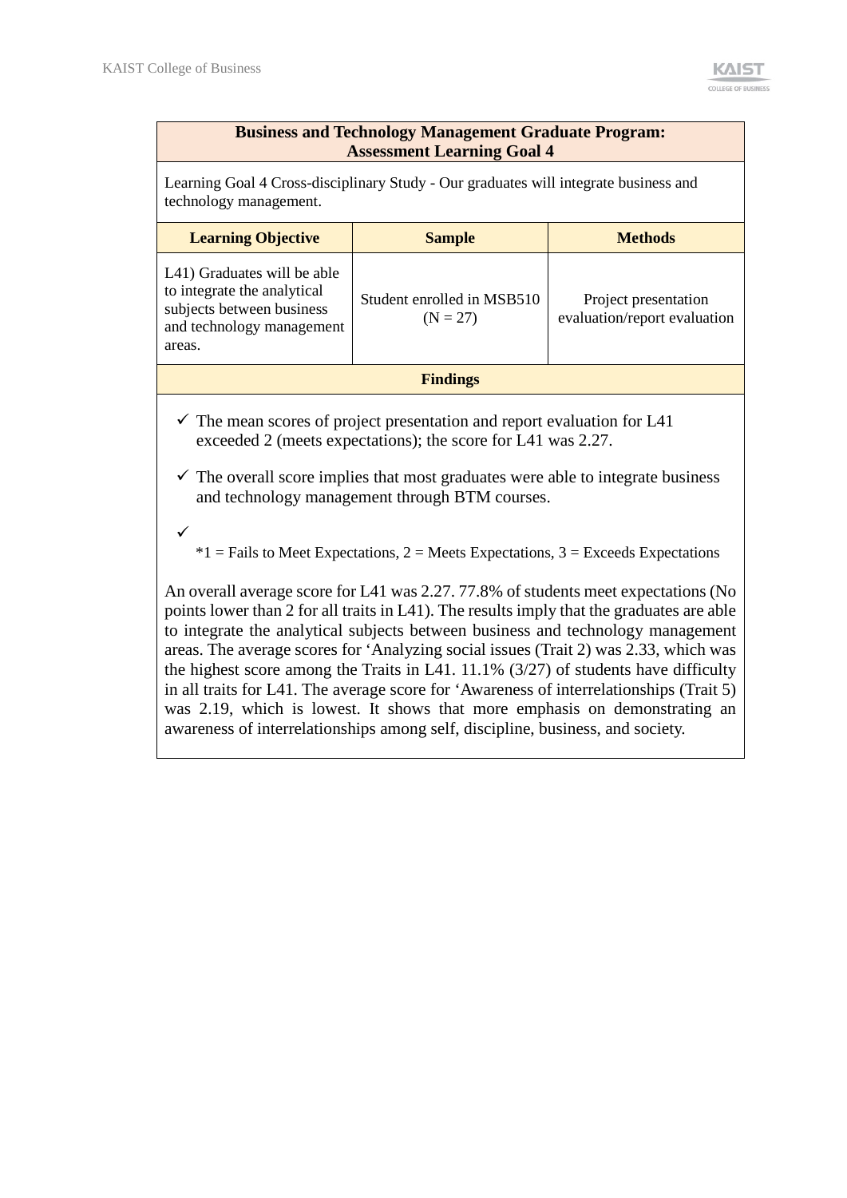**Business and Technology Management Graduate Program: Assessment Learning Goal 4**

Learning Goal 4 Cross-disciplinary Study - Our graduates will integrate business and technology management.

| Learning Objective | Sample | Methods |
|---|---|---|
| L41) Graduates will be able to integrate the analytical subjects between business and technology management areas. | Student enrolled in MSB510 (N = 27) | Project presentation evaluation/report evaluation |

**Findings**

- ✓ The mean scores of project presentation and report evaluation for L41 exceeded 2 (meets expectations); the score for L41 was 2.27.
- ✓ The overall score implies that most graduates were able to integrate business and technology management through BTM courses.
- ✓

*1 = Fails to Meet Expectations, 2 = Meets Expectations, 3 = Exceeds Expectations

An overall average score for L41 was 2.27. 77.8% of students meet expectations (No points lower than 2 for all traits in L41). The results imply that the graduates are able to integrate the analytical subjects between business and technology management areas. The average scores for 'Analyzing social issues (Trait 2) was 2.33, which was the highest score among the Traits in L41. 11.1% (3/27) of students have difficulty in all traits for L41. The average score for 'Awareness of interrelationships (Trait 5) was 2.19, which is lowest. It shows that more emphasis on demonstrating an awareness of interrelationships among self, discipline, business, and society.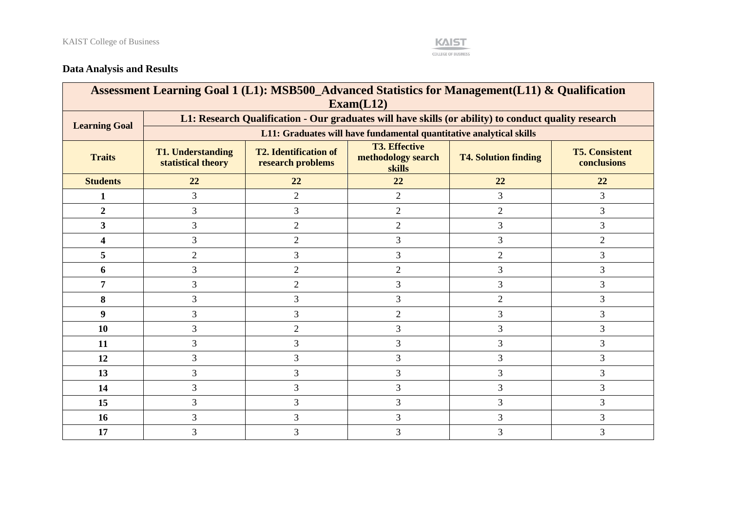**Data Analysis and Results**

| Assessment Learning Goal 1 (L1): MSB500_Advanced Statistics for Management(L11) & Qualification Exam(L12) | | | | | |
|---|---|---|---|---|---|
| **Learning Goal** | **L1: Research Qualification - Our graduates will have skills (or ability) to conduct quality research** | | | | |
| | **L11: Graduates will have fundamental quantitative analytical skills** | | | | |
| **Traits** | **T1. Understanding statistical theory** | **T2. Identification of research problems** | **T3. Effective methodology search skills** | **T4. Solution finding** | **T5. Consistent conclusions** |
| **Students** | **22** | **22** | **22** | **22** | **22** |
| **1** | 3 | 2 | 2 | 3 | 3 |
| **2** | 3 | 3 | 2 | 2 | 3 |
| **3** | 3 | 2 | 2 | 3 | 3 |
| **4** | 3 | 2 | 3 | 3 | 2 |
| **5** | 2 | 3 | 3 | 2 | 3 |
| **6** | 3 | 2 | 2 | 3 | 3 |
| **7** | 3 | 2 | 3 | 3 | 3 |
| **8** | 3 | 3 | 3 | 2 | 3 |
| **9** | 3 | 3 | 2 | 3 | 3 |
| **10** | 3 | 2 | 3 | 3 | 3 |
| **11** | 3 | 3 | 3 | 3 | 3 |
| **12** | 3 | 3 | 3 | 3 | 3 |
| **13** | 3 | 3 | 3 | 3 | 3 |
| **14** | 3 | 3 | 3 | 3 | 3 |
| **15** | 3 | 3 | 3 | 3 | 3 |
| **16** | 3 | 3 | 3 | 3 | 3 |
| **17** | 3 | 3 | 3 | 3 | 3 |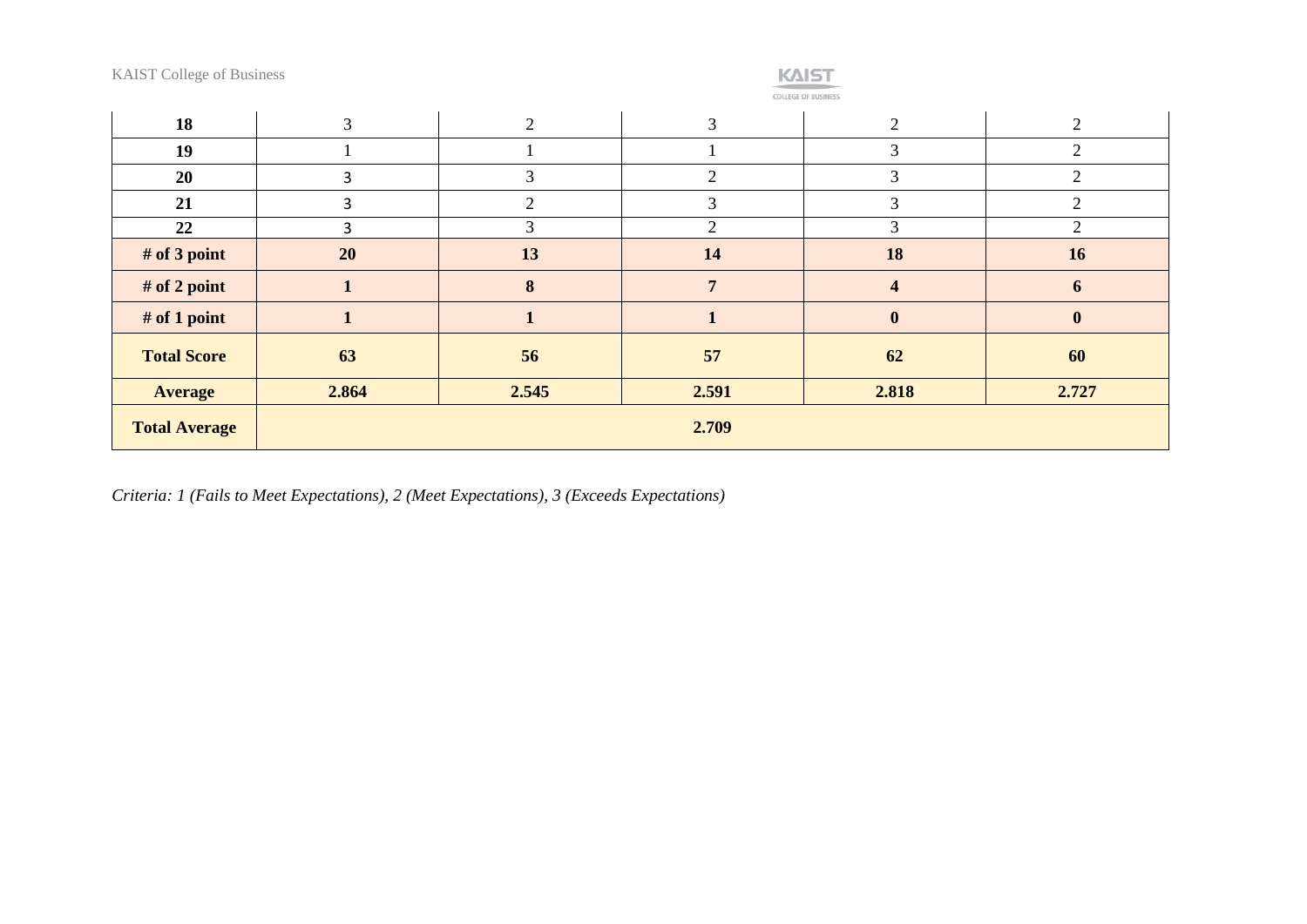| | | | | | |
|---|---|---|---|---|---|
| **18** | 3 | 2 | 3 | 2 | 2 |
| **19** | 1 | 1 | 1 | 3 | 2 |
| **20** | 3 | 3 | 2 | 3 | 2 |
| **21** | 3 | 2 | 3 | 3 | 2 |
| **22** | 3 | 3 | 2 | 3 | 2 |
| **# of 3 point** | **20** | **13** | **14** | **18** | **16** |
| **# of 2 point** | **1** | **8** | **7** | **4** | **6** |
| **# of 1 point** | **1** | **1** | **1** | **0** | **0** |
| **Total Score** | **63** | **56** | **57** | **62** | **60** |
| **Average** | **2.864** | **2.545** | **2.591** | **2.818** | **2.727** |
| **Total Average** | **2.709** | | | | |

*Criteria: 1 (Fails to Meet Expectations), 2 (Meet Expectations), 3 (Exceeds Expectations)*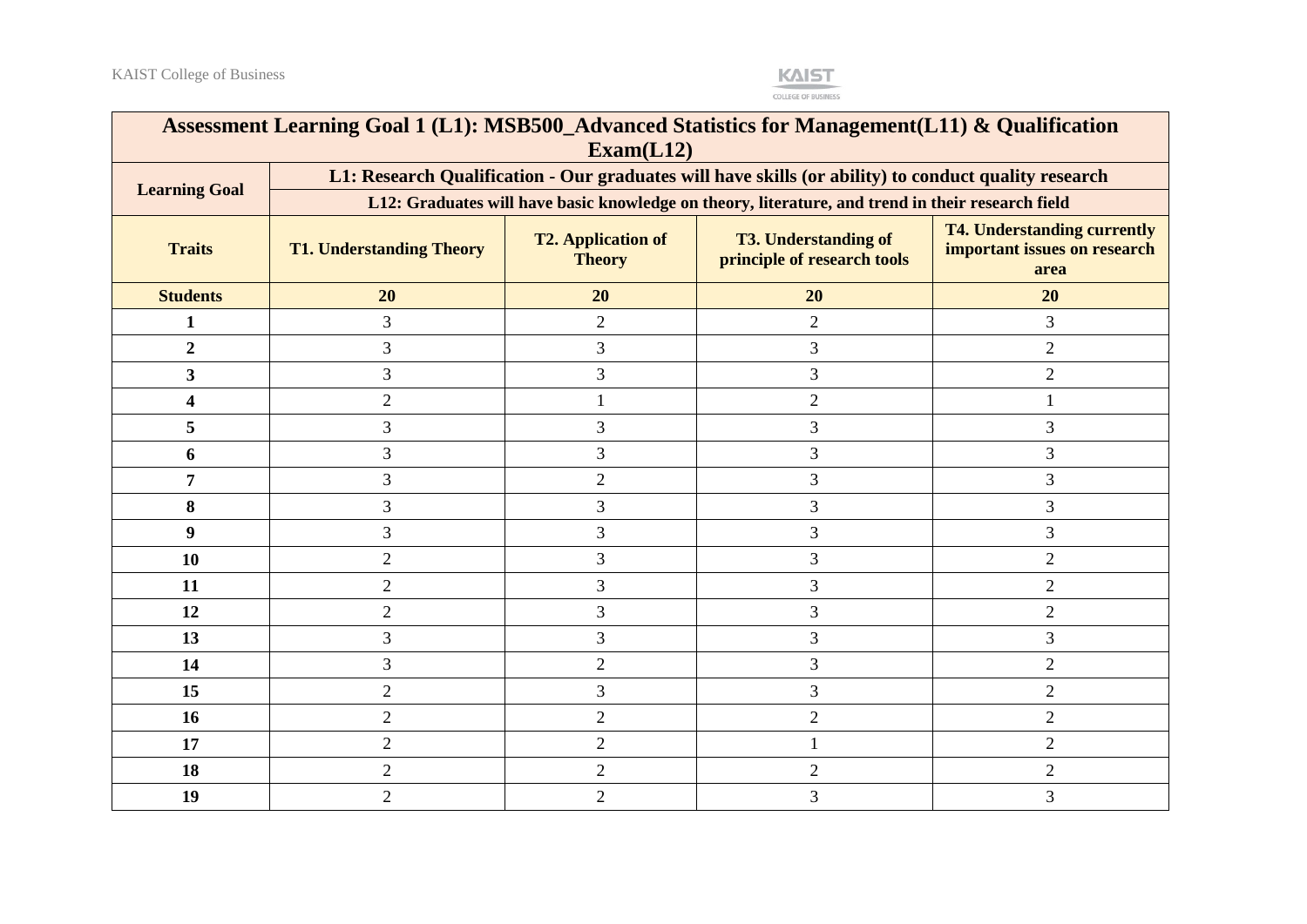| Assessment Learning Goal 1 (L1): MSB500_Advanced Statistics for Management(L11) & Qualification Exam(L12) | | | | |
|---|---|---|---|---|
| **Learning Goal** | **L1: Research Qualification - Our graduates will have skills (or ability) to conduct quality research** | | | |
| | **L12: Graduates will have basic knowledge on theory, literature, and trend in their research field** | | | |
| **Traits** | **T1. Understanding Theory** | **T2. Application of Theory** | **T3. Understanding of principle of research tools** | **T4. Understanding currently important issues on research area** |
| **Students** | **20** | **20** | **20** | **20** |
| **1** | 3 | 2 | 2 | 3 |
| **2** | 3 | 3 | 3 | 2 |
| **3** | 3 | 3 | 3 | 2 |
| **4** | 2 | 1 | 2 | 1 |
| **5** | 3 | 3 | 3 | 3 |
| **6** | 3 | 3 | 3 | 3 |
| **7** | 3 | 2 | 3 | 3 |
| **8** | 3 | 3 | 3 | 3 |
| **9** | 3 | 3 | 3 | 3 |
| **10** | 2 | 3 | 3 | 2 |
| **11** | 2 | 3 | 3 | 2 |
| **12** | 2 | 3 | 3 | 2 |
| **13** | 3 | 3 | 3 | 3 |
| **14** | 3 | 2 | 3 | 2 |
| **15** | 2 | 3 | 3 | 2 |
| **16** | 2 | 2 | 2 | 2 |
| **17** | 2 | 2 | 1 | 2 |
| **18** | 2 | 2 | 2 | 2 |
| **19** | 2 | 2 | 3 | 3 |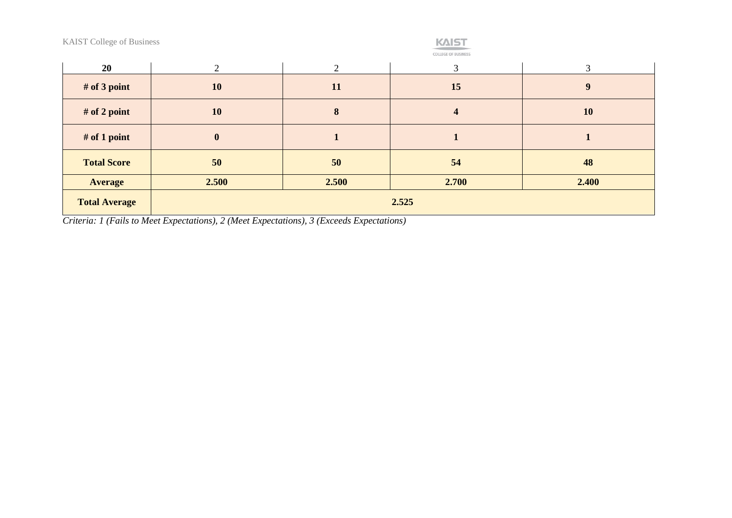| **20** | 2 | 2 | 3 | 3 |
|---|---|---|---|---|
| **# of 3 point** | **10** | **11** | **15** | **9** |
| **# of 2 point** | **10** | **8** | **4** | **10** |
| **# of 1 point** | **0** | **1** | **1** | **1** |
| **Total Score** | **50** | **50** | **54** | **48** |
| **Average** | **2.500** | **2.500** | **2.700** | **2.400** |
| **Total Average** | **2.525** | | | |

*Criteria: 1 (Fails to Meet Expectations), 2 (Meet Expectations), 3 (Exceeds Expectations)*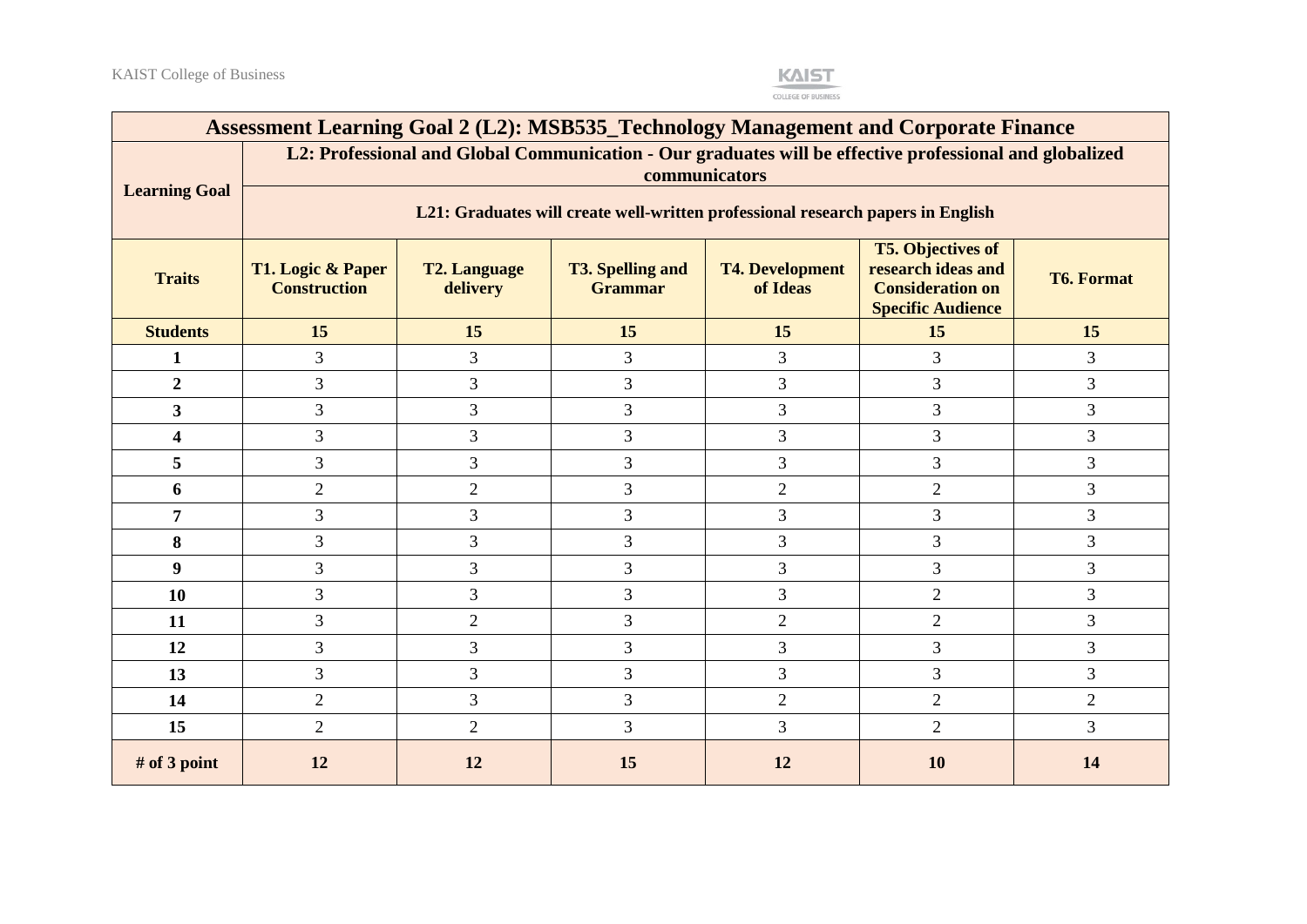| Assessment Learning Goal 2 (L2): MSB535_Technology Management and Corporate Finance | | | | | | |
|---|---|---|---|---|---|---|
| **Learning Goal** | **L2: Professional and Global Communication - Our graduates will be effective professional and globalized communicators** | | | | | |
| | **L21: Graduates will create well-written professional research papers in English** | | | | | |
| **Traits** | **T1. Logic & Paper Construction** | **T2. Language delivery** | **T3. Spelling and Grammar** | **T4. Development of Ideas** | **T5. Objectives of research ideas and Consideration on Specific Audience** | **T6. Format** |
| **Students** | **15** | **15** | **15** | **15** | **15** | **15** |
| **1** | 3 | 3 | 3 | 3 | 3 | 3 |
| **2** | 3 | 3 | 3 | 3 | 3 | 3 |
| **3** | 3 | 3 | 3 | 3 | 3 | 3 |
| **4** | 3 | 3 | 3 | 3 | 3 | 3 |
| **5** | 3 | 3 | 3 | 3 | 3 | 3 |
| **6** | 2 | 2 | 3 | 2 | 2 | 3 |
| **7** | 3 | 3 | 3 | 3 | 3 | 3 |
| **8** | 3 | 3 | 3 | 3 | 3 | 3 |
| **9** | 3 | 3 | 3 | 3 | 3 | 3 |
| **10** | 3 | 3 | 3 | 3 | 2 | 3 |
| **11** | 3 | 2 | 3 | 2 | 2 | 3 |
| **12** | 3 | 3 | 3 | 3 | 3 | 3 |
| **13** | 3 | 3 | 3 | 3 | 3 | 3 |
| **14** | 2 | 3 | 3 | 2 | 2 | 2 |
| **15** | 2 | 2 | 3 | 3 | 2 | 3 |
| **# of 3 point** | **12** | **12** | **15** | **12** | **10** | **14** |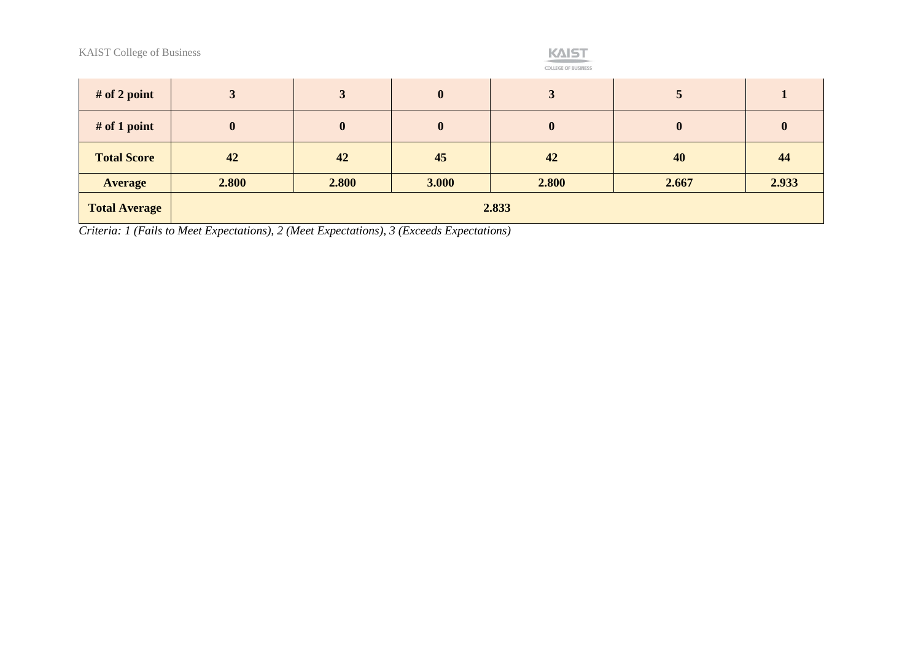| # of 2 point | 3 | 3 | 0 | 3 | 5 | 1 |
|---|---|---|---|---|---|---|
| # of 1 point | 0 | 0 | 0 | 0 | 0 | 0 |
| Total Score | 42 | 42 | 45 | 42 | 40 | 44 |
| Average | 2.800 | 2.800 | 3.000 | 2.800 | 2.667 | 2.933 |
| Total Average | 2.833 | | | | | |

*Criteria: 1 (Fails to Meet Expectations), 2 (Meet Expectations), 3 (Exceeds Expectations)*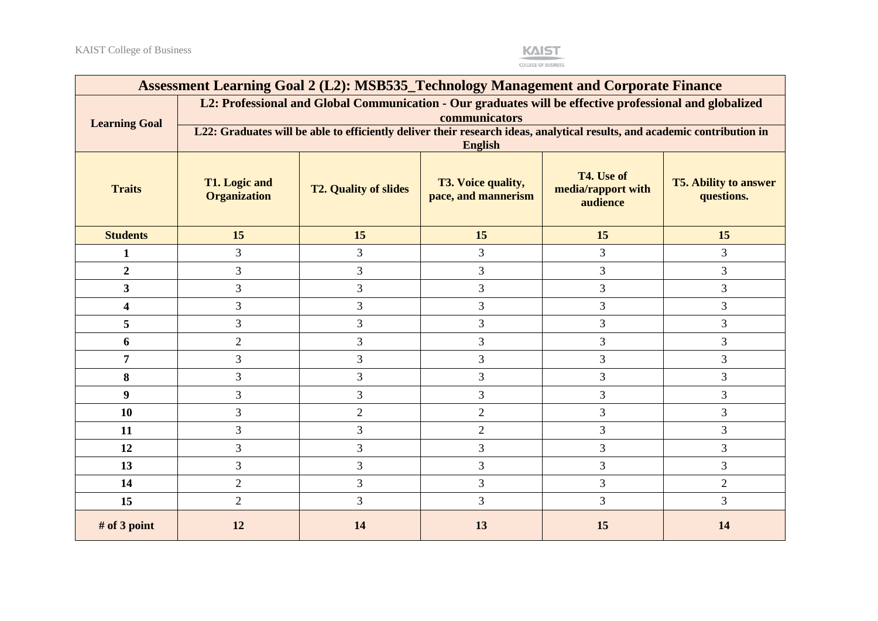| Assessment Learning Goal 2 (L2): MSB535_Technology Management and Corporate Finance | | | | | |
|---|---|---|---|---|---|
| **Learning Goal** | **L2: Professional and Global Communication - Our graduates will be effective professional and globalized communicators** | | | | |
| | **L22: Graduates will be able to efficiently deliver their research ideas, analytical results, and academic contribution in English** | | | | |
| **Traits** | **T1. Logic and Organization** | **T2. Quality of slides** | **T3. Voice quality, pace, and mannerism** | **T4. Use of media/rapport with audience** | **T5. Ability to answer questions.** |
| **Students** | **15** | **15** | **15** | **15** | **15** |
| **1** | 3 | 3 | 3 | 3 | 3 |
| **2** | 3 | 3 | 3 | 3 | 3 |
| **3** | 3 | 3 | 3 | 3 | 3 |
| **4** | 3 | 3 | 3 | 3 | 3 |
| **5** | 3 | 3 | 3 | 3 | 3 |
| **6** | 2 | 3 | 3 | 3 | 3 |
| **7** | 3 | 3 | 3 | 3 | 3 |
| **8** | 3 | 3 | 3 | 3 | 3 |
| **9** | 3 | 3 | 3 | 3 | 3 |
| **10** | 3 | 2 | 2 | 3 | 3 |
| **11** | 3 | 3 | 2 | 3 | 3 |
| **12** | 3 | 3 | 3 | 3 | 3 |
| **13** | 3 | 3 | 3 | 3 | 3 |
| **14** | 2 | 3 | 3 | 3 | 2 |
| **15** | 2 | 3 | 3 | 3 | 3 |
| **# of 3 point** | **12** | **14** | **13** | **15** | **14** |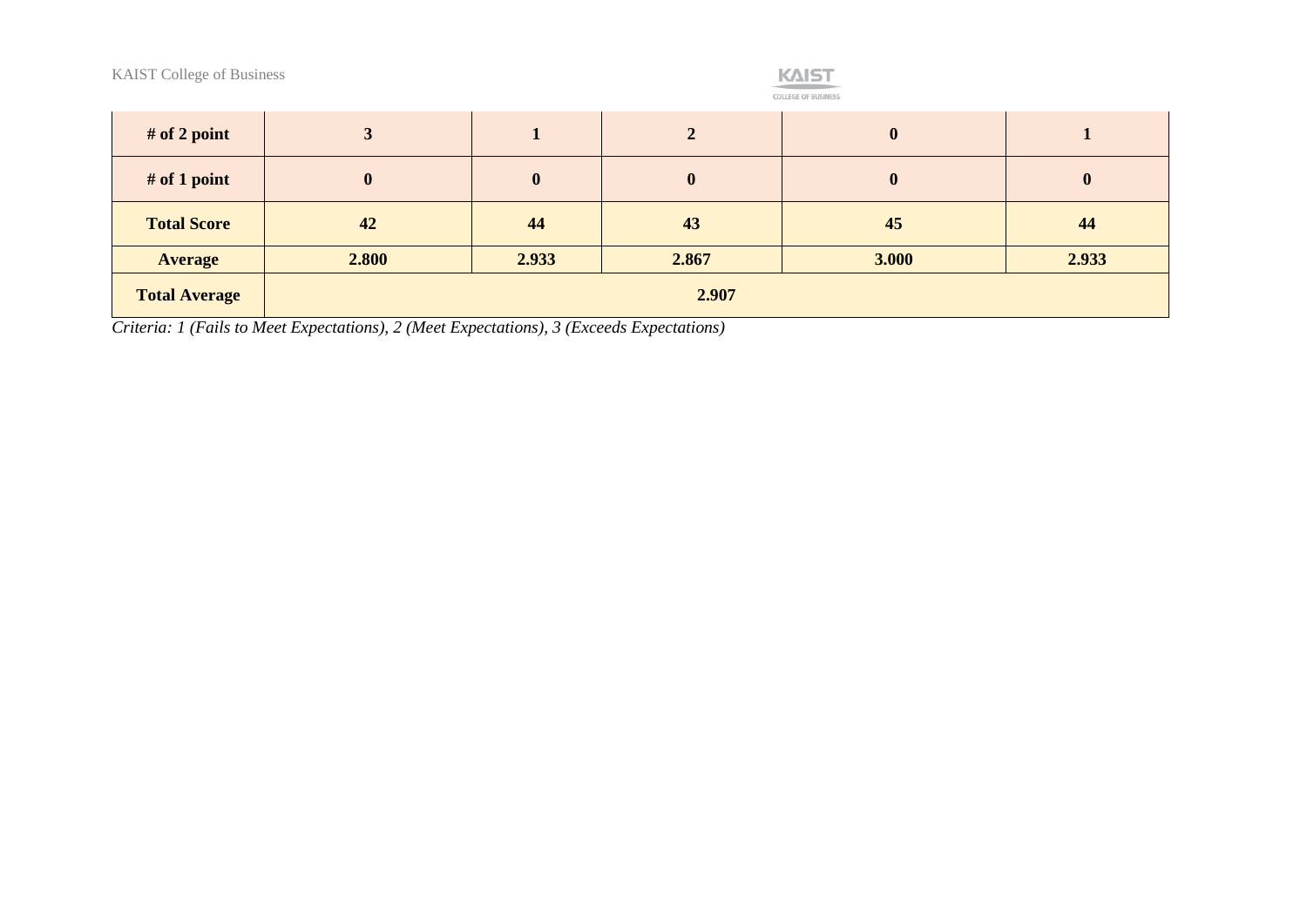| # of 2 point | 3 | 1 | 2 | 0 | 1 |
|---|---|---|---|---|---|
| # of 1 point | 0 | 0 | 0 | 0 | 0 |
| Total Score | 42 | 44 | 43 | 45 | 44 |
| Average | 2.800 | 2.933 | 2.867 | 3.000 | 2.933 |
| Total Average | 2.907 | | | | |

*Criteria: 1 (Fails to Meet Expectations), 2 (Meet Expectations), 3 (Exceeds Expectations)*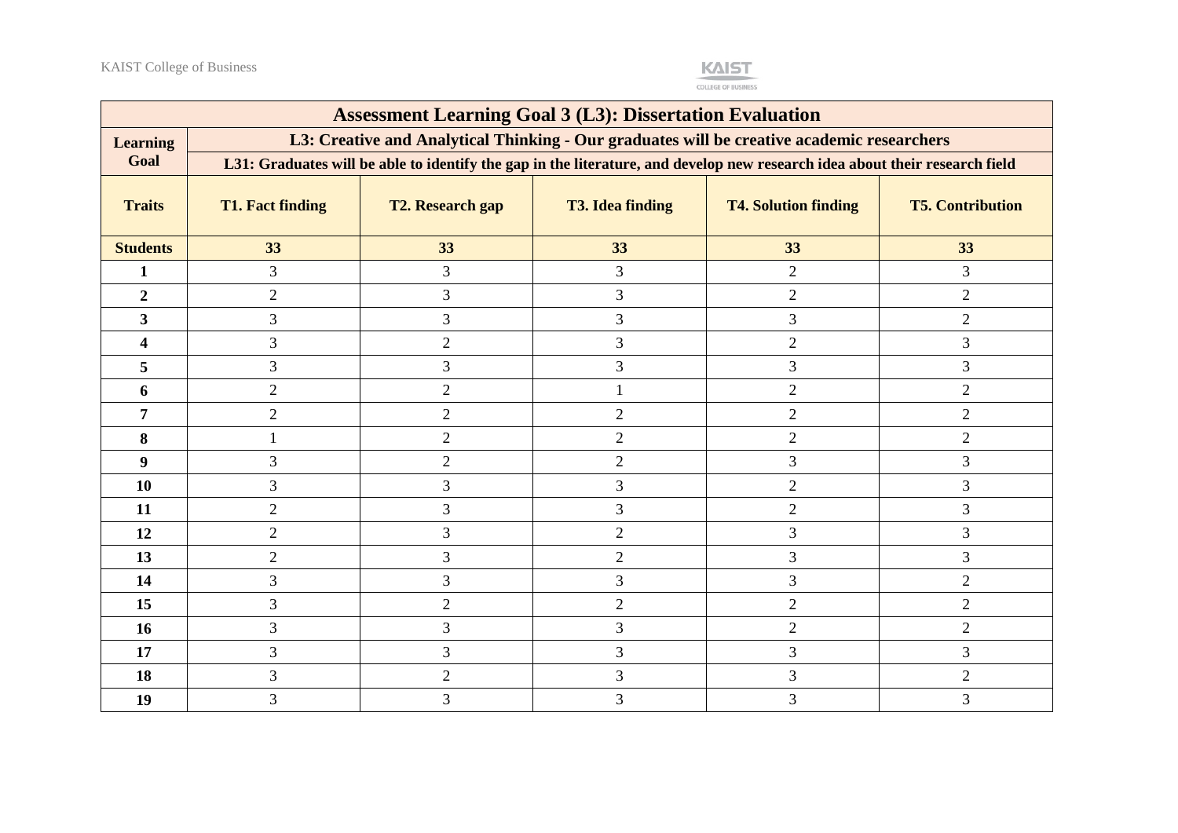| Assessment Learning Goal 3 (L3): Dissertation Evaluation | | | | | |
|---|---|---|---|---|---|
| **Learning Goal** | **L3: Creative and Analytical Thinking - Our graduates will be creative academic researchers** | | | | |
| | **L31: Graduates will be able to identify the gap in the literature, and develop new research idea about their research field** | | | | |
| **Traits** | **T1. Fact finding** | **T2. Research gap** | **T3. Idea finding** | **T4. Solution finding** | **T5. Contribution** |
| **Students** | **33** | **33** | **33** | **33** | **33** |
| **1** | 3 | 3 | 3 | 2 | 3 |
| **2** | 2 | 3 | 3 | 2 | 2 |
| **3** | 3 | 3 | 3 | 3 | 2 |
| **4** | 3 | 2 | 3 | 2 | 3 |
| **5** | 3 | 3 | 3 | 3 | 3 |
| **6** | 2 | 2 | 1 | 2 | 2 |
| **7** | 2 | 2 | 2 | 2 | 2 |
| **8** | 1 | 2 | 2 | 2 | 2 |
| **9** | 3 | 2 | 2 | 3 | 3 |
| **10** | 3 | 3 | 3 | 2 | 3 |
| **11** | 2 | 3 | 3 | 2 | 3 |
| **12** | 2 | 3 | 2 | 3 | 3 |
| **13** | 2 | 3 | 2 | 3 | 3 |
| **14** | 3 | 3 | 3 | 3 | 2 |
| **15** | 3 | 2 | 2 | 2 | 2 |
| **16** | 3 | 3 | 3 | 2 | 2 |
| **17** | 3 | 3 | 3 | 3 | 3 |
| **18** | 3 | 2 | 3 | 3 | 2 |
| **19** | 3 | 3 | 3 | 3 | 3 |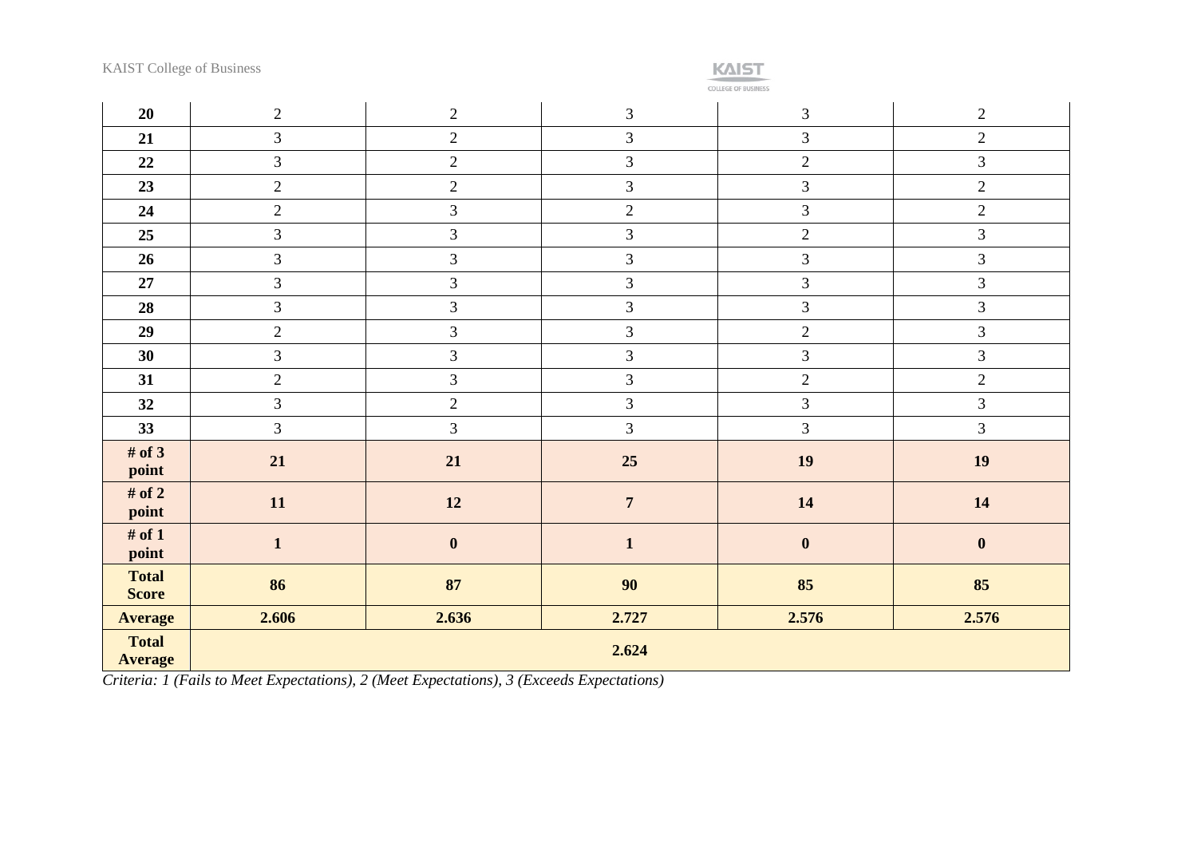| | | | | | |
|---|---|---|---|---|---|
| **20** | 2 | 2 | 3 | 3 | 2 |
| **21** | 3 | 2 | 3 | 3 | 2 |
| **22** | 3 | 2 | 3 | 2 | 3 |
| **23** | 2 | 2 | 3 | 3 | 2 |
| **24** | 2 | 3 | 2 | 3 | 2 |
| **25** | 3 | 3 | 3 | 2 | 3 |
| **26** | 3 | 3 | 3 | 3 | 3 |
| **27** | 3 | 3 | 3 | 3 | 3 |
| **28** | 3 | 3 | 3 | 3 | 3 |
| **29** | 2 | 3 | 3 | 2 | 3 |
| **30** | 3 | 3 | 3 | 3 | 3 |
| **31** | 2 | 3 | 3 | 2 | 2 |
| **32** | 3 | 2 | 3 | 3 | 3 |
| **33** | 3 | 3 | 3 | 3 | 3 |
| **# of 3 point** | **21** | **21** | **25** | **19** | **19** |
| **# of 2 point** | **11** | **12** | **7** | **14** | **14** |
| **# of 1 point** | **1** | **0** | **1** | **0** | **0** |
| **Total Score** | **86** | **87** | **90** | **85** | **85** |
| **Average** | **2.606** | **2.636** | **2.727** | **2.576** | **2.576** |
| **Total Average** | **2.624** | | | | |

*Criteria: 1 (Fails to Meet Expectations), 2 (Meet Expectations), 3 (Exceeds Expectations)*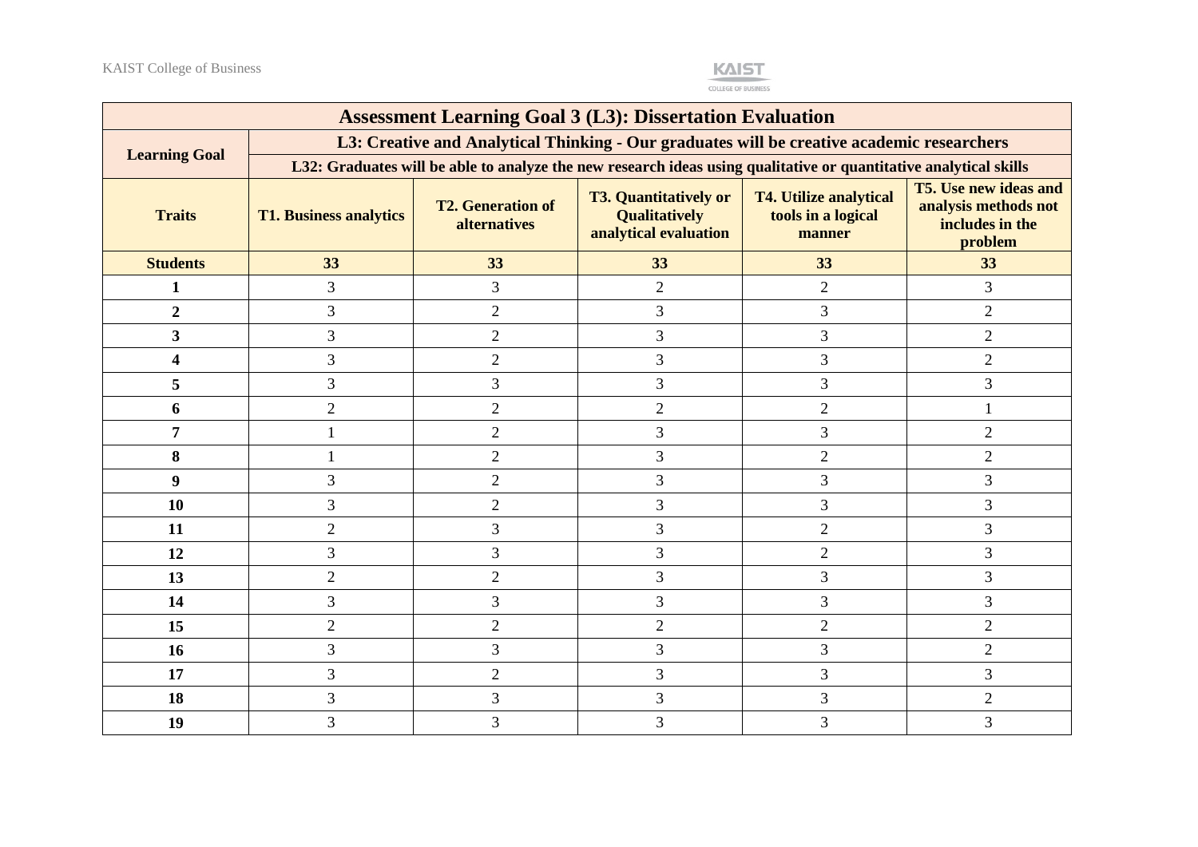| Assessment Learning Goal 3 (L3): Dissertation Evaluation | | | | | |
|---|---|---|---|---|---|
| **Learning Goal** | **L3: Creative and Analytical Thinking - Our graduates will be creative academic researchers** | | | | |
| | **L32: Graduates will be able to analyze the new research ideas using qualitative or quantitative analytical skills** | | | | |
| **Traits** | **T1. Business analytics** | **T2. Generation of alternatives** | **T3. Quantitatively or Qualitatively analytical evaluation** | **T4. Utilize analytical tools in a logical manner** | **T5. Use new ideas and analysis methods not includes in the problem** |
| **Students** | **33** | **33** | **33** | **33** | **33** |
| **1** | 3 | 3 | 2 | 2 | 3 |
| **2** | 3 | 2 | 3 | 3 | 2 |
| **3** | 3 | 2 | 3 | 3 | 2 |
| **4** | 3 | 2 | 3 | 3 | 2 |
| **5** | 3 | 3 | 3 | 3 | 3 |
| **6** | 2 | 2 | 2 | 2 | 1 |
| **7** | 1 | 2 | 3 | 3 | 2 |
| **8** | 1 | 2 | 3 | 2 | 2 |
| **9** | 3 | 2 | 3 | 3 | 3 |
| **10** | 3 | 2 | 3 | 3 | 3 |
| **11** | 2 | 3 | 3 | 2 | 3 |
| **12** | 3 | 3 | 3 | 2 | 3 |
| **13** | 2 | 2 | 3 | 3 | 3 |
| **14** | 3 | 3 | 3 | 3 | 3 |
| **15** | 2 | 2 | 2 | 2 | 2 |
| **16** | 3 | 3 | 3 | 3 | 2 |
| **17** | 3 | 2 | 3 | 3 | 3 |
| **18** | 3 | 3 | 3 | 3 | 2 |
| **19** | 3 | 3 | 3 | 3 | 3 |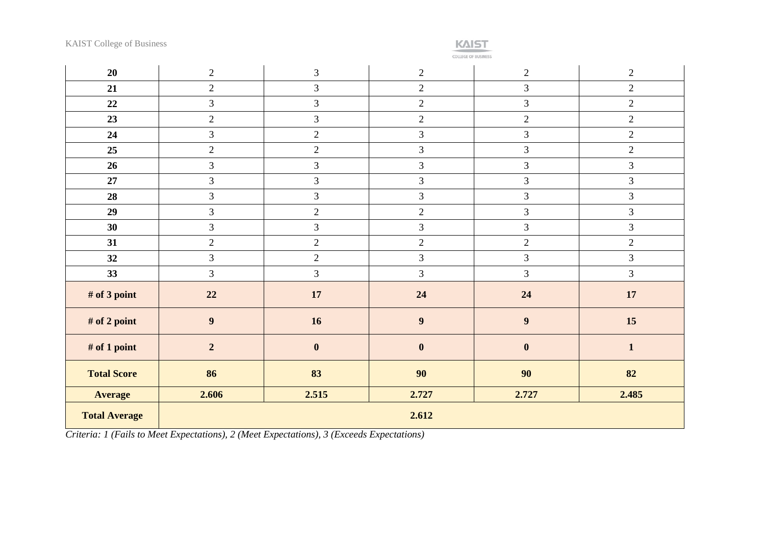| | | | | | |
|---|---|---|---|---|---|
| **20** | 2 | 3 | 2 | 2 | 2 |
| **21** | 2 | 3 | 2 | 3 | 2 |
| **22** | 3 | 3 | 2 | 3 | 2 |
| **23** | 2 | 3 | 2 | 2 | 2 |
| **24** | 3 | 2 | 3 | 3 | 2 |
| **25** | 2 | 2 | 3 | 3 | 2 |
| **26** | 3 | 3 | 3 | 3 | 3 |
| **27** | 3 | 3 | 3 | 3 | 3 |
| **28** | 3 | 3 | 3 | 3 | 3 |
| **29** | 3 | 2 | 2 | 3 | 3 |
| **30** | 3 | 3 | 3 | 3 | 3 |
| **31** | 2 | 2 | 2 | 2 | 2 |
| **32** | 3 | 2 | 3 | 3 | 3 |
| **33** | 3 | 3 | 3 | 3 | 3 |
| **# of 3 point** | **22** | **17** | **24** | **24** | **17** |
| **# of 2 point** | **9** | **16** | **9** | **9** | **15** |
| **# of 1 point** | **2** | **0** | **0** | **0** | **1** |
| **Total Score** | **86** | **83** | **90** | **90** | **82** |
| **Average** | **2.606** | **2.515** | **2.727** | **2.727** | **2.485** |
| **Total Average** | **2.612** | | | | |

*Criteria: 1 (Fails to Meet Expectations), 2 (Meet Expectations), 3 (Exceeds Expectations)*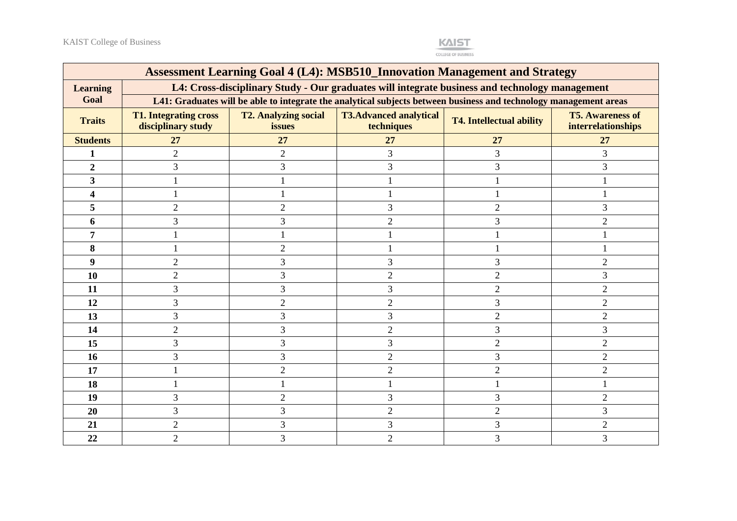| Assessment Learning Goal 4 (L4): MSB510_Innovation Management and Strategy | | | | | |
|---|---|---|---|---|---|
| **Learning Goal** | **L4: Cross-disciplinary Study - Our graduates will integrate business and technology management** | | | | |
| | **L41: Graduates will be able to integrate the analytical subjects between business and technology management areas** | | | | |
| **Traits** | **T1. Integrating cross disciplinary study** | **T2. Analyzing social issues** | **T3.Advanced analytical techniques** | **T4. Intellectual ability** | **T5. Awareness of interrelationships** |
| **Students** | **27** | **27** | **27** | **27** | **27** |
| **1** | 2 | 2 | 3 | 3 | 3 |
| **2** | 3 | 3 | 3 | 3 | 3 |
| **3** | 1 | 1 | 1 | 1 | 1 |
| **4** | 1 | 1 | 1 | 1 | 1 |
| **5** | 2 | 2 | 3 | 2 | 3 |
| **6** | 3 | 3 | 2 | 3 | 2 |
| **7** | 1 | 1 | 1 | 1 | 1 |
| **8** | 1 | 2 | 1 | 1 | 1 |
| **9** | 2 | 3 | 3 | 3 | 2 |
| **10** | 2 | 3 | 2 | 2 | 3 |
| **11** | 3 | 3 | 3 | 2 | 2 |
| **12** | 3 | 2 | 2 | 3 | 2 |
| **13** | 3 | 3 | 3 | 2 | 2 |
| **14** | 2 | 3 | 2 | 3 | 3 |
| **15** | 3 | 3 | 3 | 2 | 2 |
| **16** | 3 | 3 | 2 | 3 | 2 |
| **17** | 1 | 2 | 2 | 2 | 2 |
| **18** | 1 | 1 | 1 | 1 | 1 |
| **19** | 3 | 2 | 3 | 3 | 2 |
| **20** | 3 | 3 | 2 | 2 | 3 |
| **21** | 2 | 3 | 3 | 3 | 2 |
| **22** | 2 | 3 | 2 | 3 | 3 |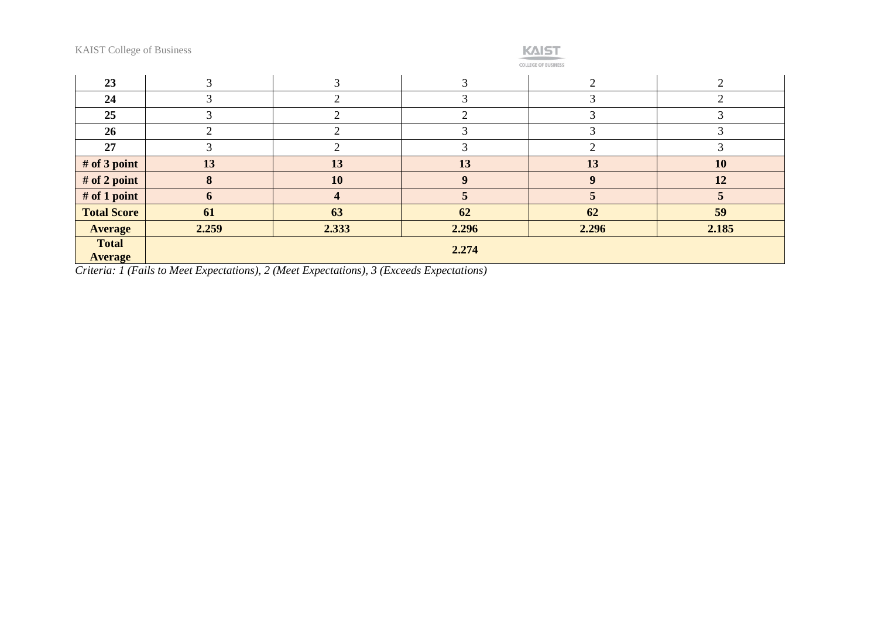| | | | | | |
|---|---|---|---|---|---|
| **23** | 3 | 3 | 3 | 2 | 2 |
| **24** | 3 | 2 | 3 | 3 | 2 |
| **25** | 3 | 2 | 2 | 3 | 3 |
| **26** | 2 | 2 | 3 | 3 | 3 |
| **27** | 3 | 2 | 3 | 2 | 3 |
| **# of 3 point** | **13** | **13** | **13** | **13** | **10** |
| **# of 2 point** | **8** | **10** | **9** | **9** | **12** |
| **# of 1 point** | **6** | **4** | **5** | **5** | **5** |
| **Total Score** | **61** | **63** | **62** | **62** | **59** |
| **Average** | **2.259** | **2.333** | **2.296** | **2.296** | **2.185** |
| **Total Average** | **2.274** | | | | |

*Criteria: 1 (Fails to Meet Expectations), 2 (Meet Expectations), 3 (Exceeds Expectations)*